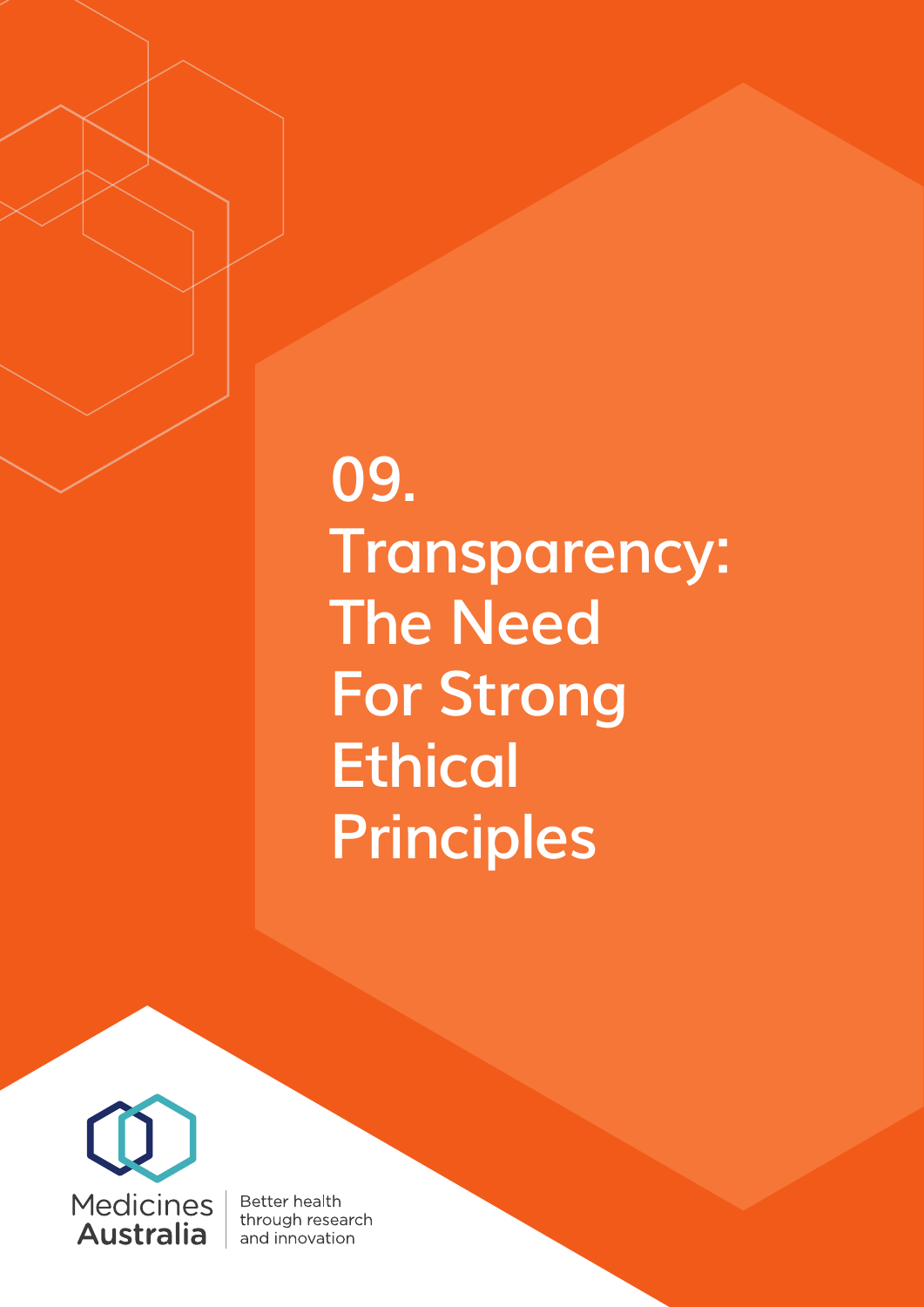# 09. Transparency: The Need For Strong Ethical Principles

Medicines Australia

Better health through research and innovation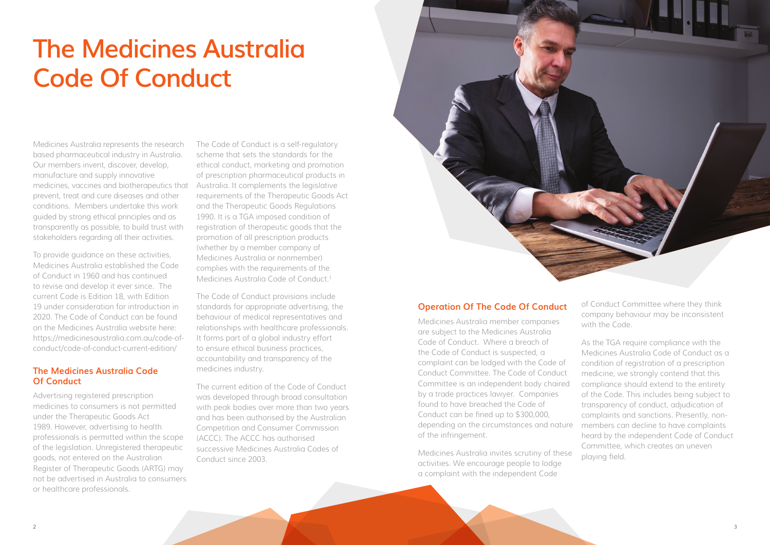# The Medicines Australia Code Of Conduct

Medicines Australia represents the research based pharmaceutical industry in Australia. Our members invent, discover, develop, manufacture and supply innovative medicines, vaccines and biotherapeutics that prevent, treat and cure diseases and other conditions. Members undertake this work guided by strong ethical principles and as transparently as possible, to build trust with stakeholders regarding all their activities.

To provide guidance on these activities, Medicines Australia established the Code of Conduct in 1960 and has continued to revise and develop it ever since. The current Code is Edition 18, with Edition 19 under consideration for introduction in 2020. The Code of Conduct can be found on the Medicines Australia website here: https://medicinesaustralia.com.au/code-of-conduct/code-of-conduct-current-edition/

## The Medicines Australia Code Of Conduct

Advertising registered prescription medicines to consumers is not permitted under the Therapeutic Goods Act 1989. However, advertising to health professionals is permitted within the scope of the legislation. Unregistered therapeutic goods, not entered on the Australian Register of Therapeutic Goods (ARTG) may not be advertised in Australia to consumers or healthcare professionals.

The Code of Conduct is a self-regulatory scheme that sets the standards for the ethical conduct, marketing and promotion of prescription pharmaceutical products in Australia. It complements the legislative requirements of the Therapeutic Goods Act and the Therapeutic Goods Regulations 1990. It is a TGA imposed condition of registration of therapeutic goods that the promotion of all prescription products (whether by a member company of Medicines Australia or nonmember) complies with the requirements of the Medicines Australia Code of Conduct.[1]

The Code of Conduct provisions include standards for appropriate advertising, the behaviour of medical representatives and relationships with healthcare professionals. It forms part of a global industry effort to ensure ethical business practices, accountability and transparency of the medicines industry.

The current edition of the Code of Conduct was developed through broad consultation with peak bodies over more than two years and has been authorised by the Australian Competition and Consumer Commission (ACCC). The ACCC has authorised successive Medicines Australia Codes of Conduct since 2003.

## Operation Of The Code Of Conduct

Medicines Australia member companies are subject to the Medicines Australia Code of Conduct. Where a breach of the Code of Conduct is suspected, a complaint can be lodged with the Code of Conduct Committee. The Code of Conduct Committee is an independent body chaired by a trade practices lawyer. Companies found to have breached the Code of Conduct can be fined up to $300,000, depending on the circumstances and nature of the infringement.

Medicines Australia invites scrutiny of these activities. We encourage people to lodge a complaint with the independent Code of Conduct Committee where they think company behaviour may be inconsistent with the Code.

As the TGA require compliance with the Medicines Australia Code of Conduct as a condition of registration of a prescription medicine, we strongly contend that this compliance should extend to the entirety of the Code. This includes being subject to transparency of conduct, adjudication of complaints and sanctions. Presently, non-members can decline to have complaints heard by the independent Code of Conduct Committee, which creates an uneven playing field.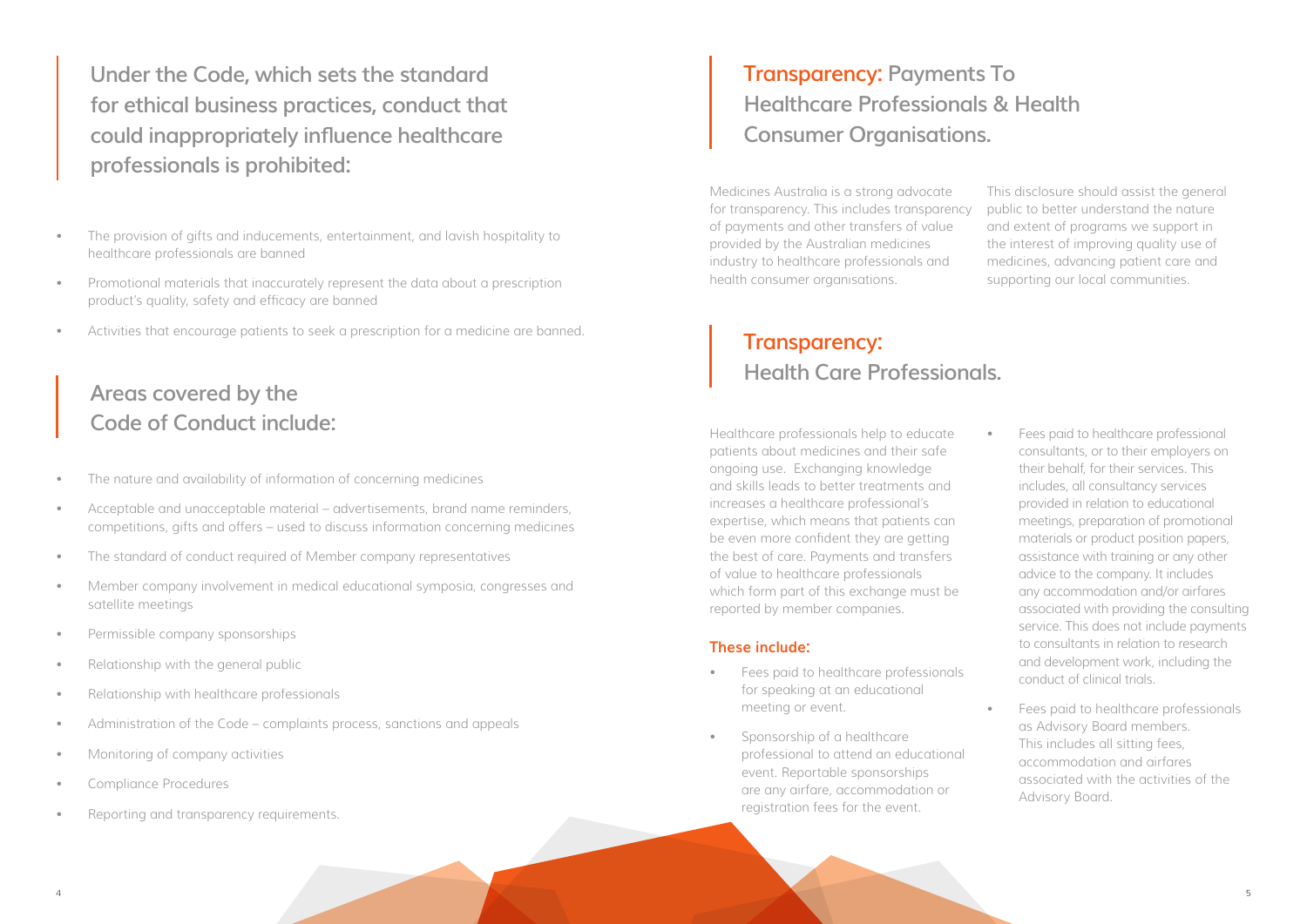## Under the Code, which sets the standard for ethical business practices, conduct that could inappropriately influence healthcare professionals is prohibited:

- The provision of gifts and inducements, entertainment, and lavish hospitality to healthcare professionals are banned
- Promotional materials that inaccurately represent the data about a prescription product's quality, safety and efficacy are banned
- Activities that encourage patients to seek a prescription for a medicine are banned.

## Areas covered by the Code of Conduct include:

- The nature and availability of information of concerning medicines
- Acceptable and unacceptable material – advertisements, brand name reminders, competitions, gifts and offers – used to discuss information concerning medicines
- The standard of conduct required of Member company representatives
- Member company involvement in medical educational symposia, congresses and satellite meetings
- Permissible company sponsorships
- Relationship with the general public
- Relationship with healthcare professionals
- Administration of the Code – complaints process, sanctions and appeals
- Monitoring of company activities
- Compliance Procedures
- Reporting and transparency requirements.

## Transparency: Payments To Healthcare Professionals & Health Consumer Organisations.

Medicines Australia is a strong advocate for transparency. This includes transparency of payments and other transfers of value provided by the Australian medicines industry to healthcare professionals and health consumer organisations.

This disclosure should assist the general public to better understand the nature and extent of programs we support in the interest of improving quality use of medicines, advancing patient care and supporting our local communities.

## Transparency: Health Care Professionals.

Healthcare professionals help to educate patients about medicines and their safe ongoing use. Exchanging knowledge and skills leads to better treatments and increases a healthcare professional's expertise, which means that patients can be even more confident they are getting the best of care. Payments and transfers of value to healthcare professionals which form part of this exchange must be reported by member companies.

### These include:

- Fees paid to healthcare professionals for speaking at an educational meeting or event.
- Sponsorship of a healthcare professional to attend an educational event. Reportable sponsorships are any airfare, accommodation or registration fees for the event.
- Fees paid to healthcare professional consultants, or to their employers on their behalf, for their services. This includes, all consultancy services provided in relation to educational meetings, preparation of promotional materials or product position papers, assistance with training or any other advice to the company. It includes any accommodation and/or airfares associated with providing the consulting service. This does not include payments to consultants in relation to research and development work, including the conduct of clinical trials.
- Fees paid to healthcare professionals as Advisory Board members. This includes all sitting fees, accommodation and airfares associated with the activities of the Advisory Board.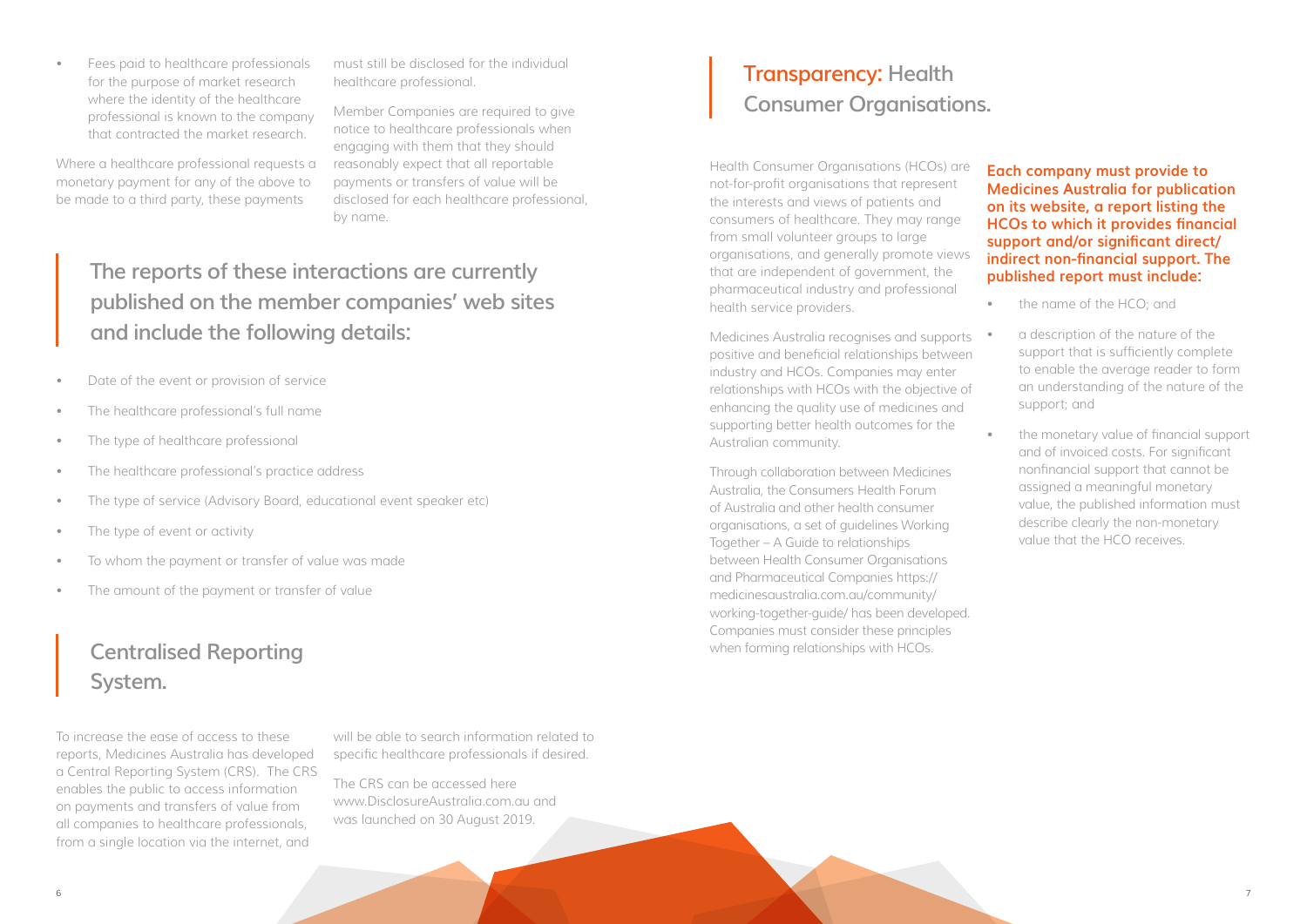- Fees paid to healthcare professionals for the purpose of market research where the identity of the healthcare professional is known to the company that contracted the market research.

Where a healthcare professional requests a monetary payment for any of the above to be made to a third party, these payments must still be disclosed for the individual healthcare professional.

Member Companies are required to give notice to healthcare professionals when engaging with them that they should reasonably expect that all reportable payments or transfers of value will be disclosed for each healthcare professional, by name.

## The reports of these interactions are currently published on the member companies' web sites and include the following details:

- Date of the event or provision of service
- The healthcare professional's full name
- The type of healthcare professional
- The healthcare professional's practice address
- The type of service (Advisory Board, educational event speaker etc)
- The type of event or activity
- To whom the payment or transfer of value was made
- The amount of the payment or transfer of value

## Centralised Reporting System.

To increase the ease of access to these reports, Medicines Australia has developed a Central Reporting System (CRS). The CRS enables the public to access information on payments and transfers of value from all companies to healthcare professionals, from a single location via the internet, and will be able to search information related to specific healthcare professionals if desired.

The CRS can be accessed here www.DisclosureAustralia.com.au and was launched on 30 August 2019.

## Transparency: Health Consumer Organisations.

Health Consumer Organisations (HCOs) are not-for-profit organisations that represent the interests and views of patients and consumers of healthcare. They may range from small volunteer groups to large organisations, and generally promote views that are independent of government, the pharmaceutical industry and professional health service providers.

Medicines Australia recognises and supports positive and beneficial relationships between industry and HCOs. Companies may enter relationships with HCOs with the objective of enhancing the quality use of medicines and supporting better health outcomes for the Australian community.

Through collaboration between Medicines Australia, the Consumers Health Forum of Australia and other health consumer organisations, a set of guidelines Working Together – A Guide to relationships between Health Consumer Organisations and Pharmaceutical Companies https://medicinesaustralia.com.au/community/working-together-guide/ has been developed. Companies must consider these principles when forming relationships with HCOs.

**Each company must provide to Medicines Australia for publication on its website, a report listing the HCOs to which it provides financial support and/or significant direct/indirect non-financial support. The published report must include:**

- the name of the HCO; and
- a description of the nature of the support that is sufficiently complete to enable the average reader to form an understanding of the nature of the support; and
- the monetary value of financial support and of invoiced costs. For significant nonfinancial support that cannot be assigned a meaningful monetary value, the published information must describe clearly the non-monetary value that the HCO receives.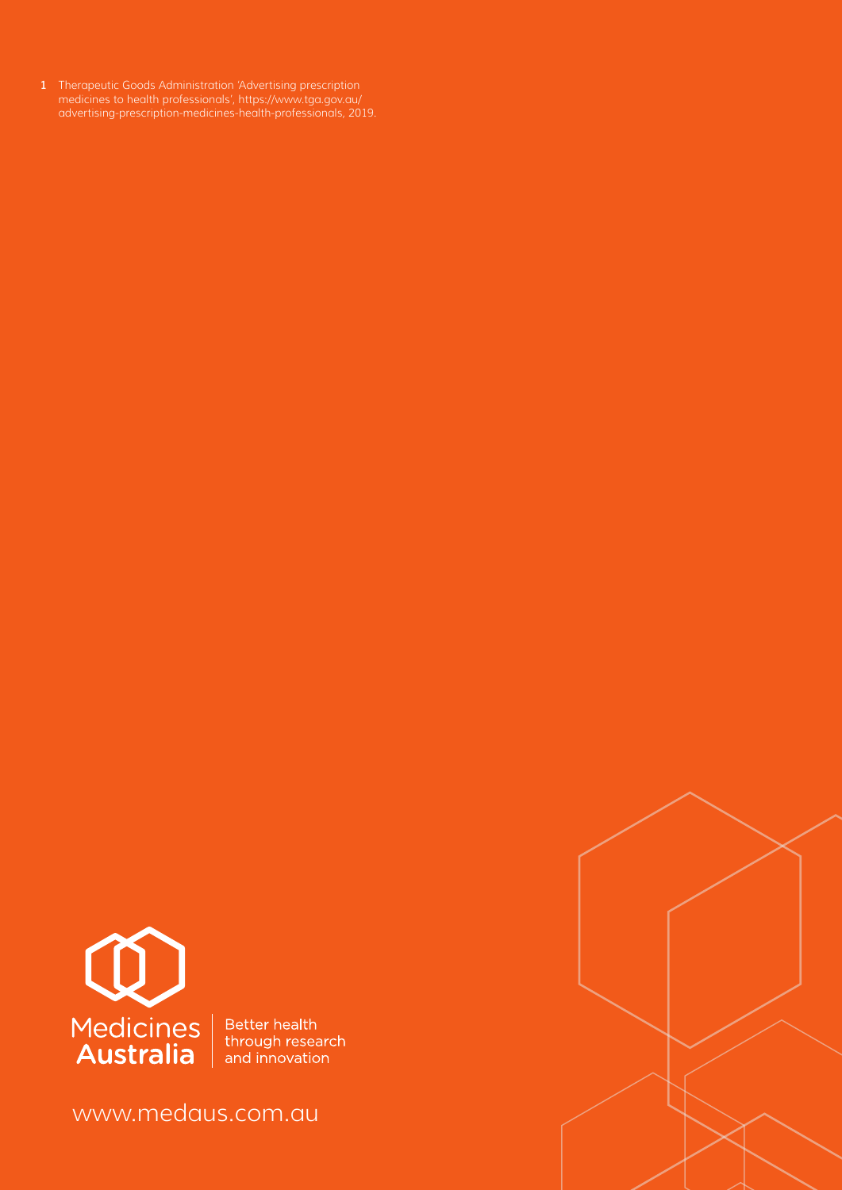1 Therapeutic Goods Administration 'Advertising prescription medicines to health professionals', https://www.tga.gov.au/advertising-prescription-medicines-health-professionals, 2019.

Medicines Australia

Better health through research and innovation

www.medaus.com.au